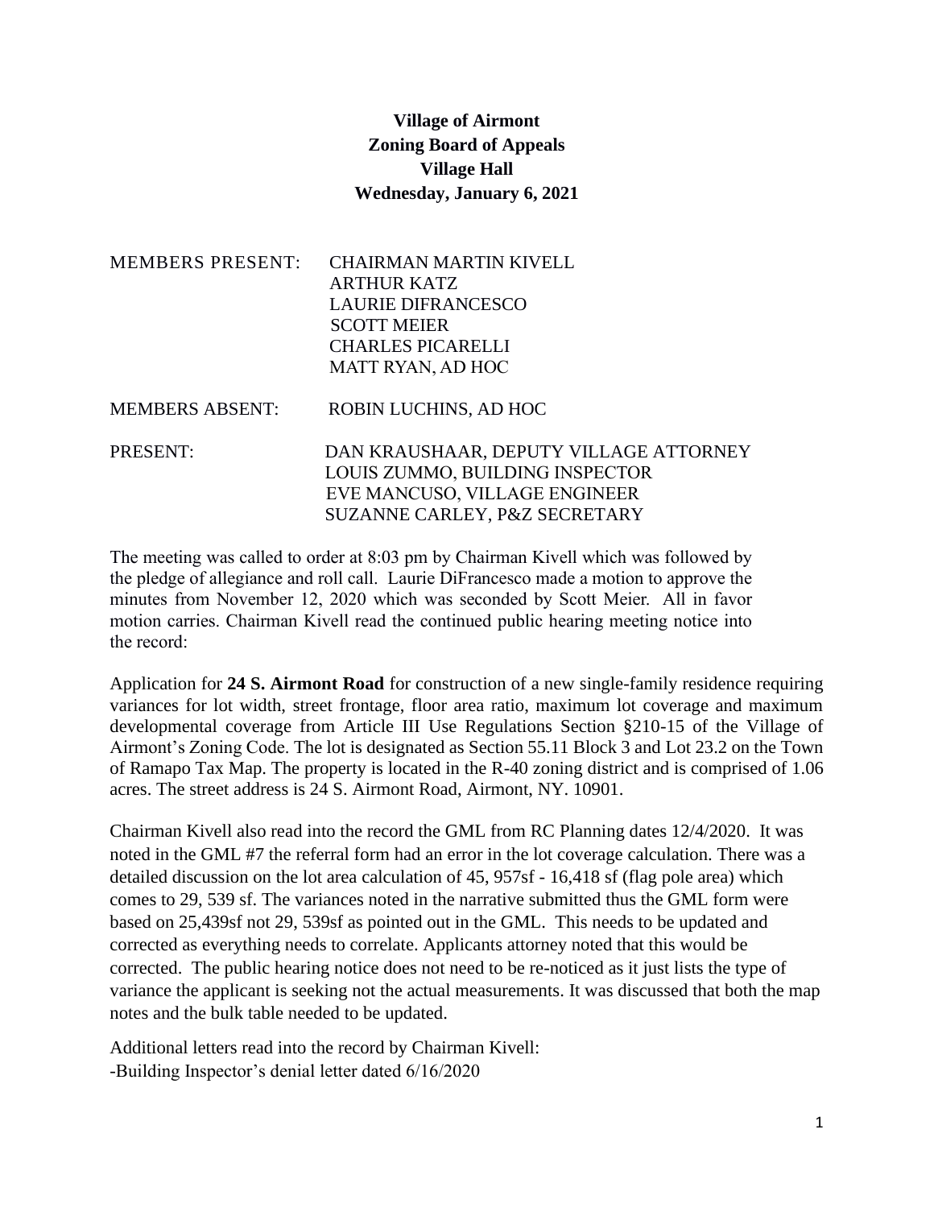# Village of Airmont
## Zoning Board of Appeals
## Village Hall
## Wednesday, January 6, 2021

MEMBERS PRESENT: CHAIRMAN MARTIN KIVELL
ARTHUR KATZ
LAURIE DIFRANCESCO
SCOTT MEIER
CHARLES PICARELLI
MATT RYAN, AD HOC

MEMBERS ABSENT: ROBIN LUCHINS, AD HOC

PRESENT: DAN KRAUSHAAR, DEPUTY VILLAGE ATTORNEY
LOUIS ZUMMO, BUILDING INSPECTOR
EVE MANCUSO, VILLAGE ENGINEER
SUZANNE CARLEY, P&Z SECRETARY

The meeting was called to order at 8:03 pm by Chairman Kivell which was followed by the pledge of allegiance and roll call. Laurie DiFrancesco made a motion to approve the minutes from November 12, 2020 which was seconded by Scott Meier. All in favor motion carries. Chairman Kivell read the continued public hearing meeting notice into the record:

Application for **24 S. Airmont Road** for construction of a new single-family residence requiring variances for lot width, street frontage, floor area ratio, maximum lot coverage and maximum developmental coverage from Article III Use Regulations Section §210-15 of the Village of Airmont's Zoning Code. The lot is designated as Section 55.11 Block 3 and Lot 23.2 on the Town of Ramapo Tax Map. The property is located in the R-40 zoning district and is comprised of 1.06 acres. The street address is 24 S. Airmont Road, Airmont, NY. 10901.

Chairman Kivell also read into the record the GML from RC Planning dates 12/4/2020. It was noted in the GML #7 the referral form had an error in the lot coverage calculation. There was a detailed discussion on the lot area calculation of 45, 957sf - 16,418 sf (flag pole area) which comes to 29, 539 sf. The variances noted in the narrative submitted thus the GML form were based on 25,439sf not 29, 539sf as pointed out in the GML. This needs to be updated and corrected as everything needs to correlate. Applicants attorney noted that this would be corrected. The public hearing notice does not need to be re-noticed as it just lists the type of variance the applicant is seeking not the actual measurements. It was discussed that both the map notes and the bulk table needed to be updated.

Additional letters read into the record by Chairman Kivell:
-Building Inspector's denial letter dated 6/16/2020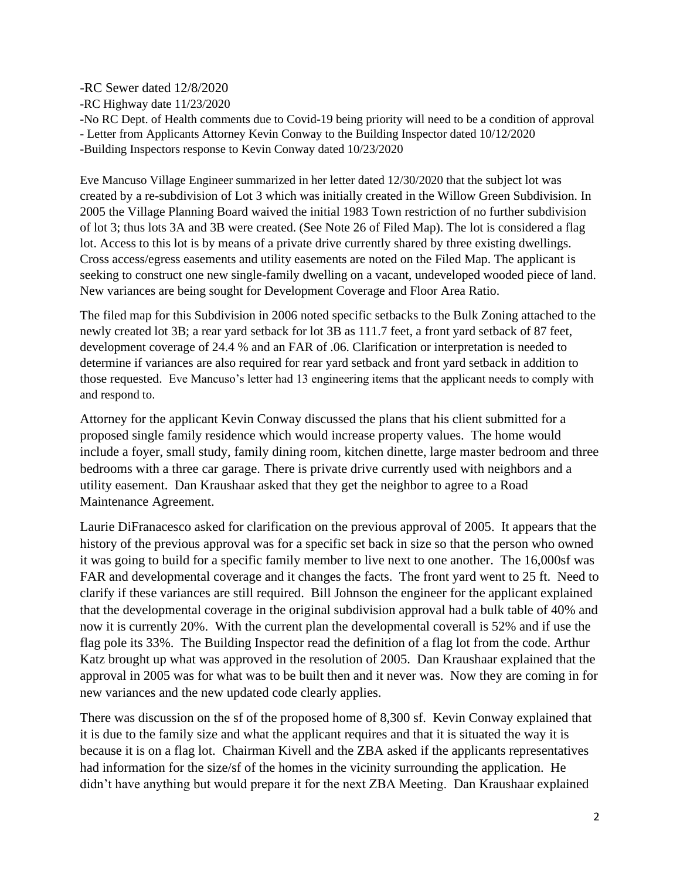-RC Sewer dated 12/8/2020
-RC Highway date 11/23/2020
-No RC Dept. of Health comments due to Covid-19 being priority will need to be a condition of approval
- Letter from Applicants Attorney Kevin Conway to the Building Inspector dated 10/12/2020
-Building Inspectors response to Kevin Conway dated 10/23/2020

Eve Mancuso Village Engineer summarized in her letter dated 12/30/2020 that the subject lot was created by a re-subdivision of Lot 3 which was initially created in the Willow Green Subdivision. In 2005 the Village Planning Board waived the initial 1983 Town restriction of no further subdivision of lot 3; thus lots 3A and 3B were created. (See Note 26 of Filed Map). The lot is considered a flag lot. Access to this lot is by means of a private drive currently shared by three existing dwellings. Cross access/egress easements and utility easements are noted on the Filed Map. The applicant is seeking to construct one new single-family dwelling on a vacant, undeveloped wooded piece of land. New variances are being sought for Development Coverage and Floor Area Ratio.

The filed map for this Subdivision in 2006 noted specific setbacks to the Bulk Zoning attached to the newly created lot 3B; a rear yard setback for lot 3B as 111.7 feet, a front yard setback of 87 feet, development coverage of 24.4 % and an FAR of .06. Clarification or interpretation is needed to determine if variances are also required for rear yard setback and front yard setback in addition to those requested. Eve Mancuso's letter had 13 engineering items that the applicant needs to comply with and respond to.

Attorney for the applicant Kevin Conway discussed the plans that his client submitted for a proposed single family residence which would increase property values. The home would include a foyer, small study, family dining room, kitchen dinette, large master bedroom and three bedrooms with a three car garage. There is private drive currently used with neighbors and a utility easement. Dan Kraushaar asked that they get the neighbor to agree to a Road Maintenance Agreement.

Laurie DiFranacesco asked for clarification on the previous approval of 2005. It appears that the history of the previous approval was for a specific set back in size so that the person who owned it was going to build for a specific family member to live next to one another. The 16,000sf was FAR and developmental coverage and it changes the facts. The front yard went to 25 ft. Need to clarify if these variances are still required. Bill Johnson the engineer for the applicant explained that the developmental coverage in the original subdivision approval had a bulk table of 40% and now it is currently 20%. With the current plan the developmental coverall is 52% and if use the flag pole its 33%. The Building Inspector read the definition of a flag lot from the code. Arthur Katz brought up what was approved in the resolution of 2005. Dan Kraushaar explained that the approval in 2005 was for what was to be built then and it never was. Now they are coming in for new variances and the new updated code clearly applies.

There was discussion on the sf of the proposed home of 8,300 sf. Kevin Conway explained that it is due to the family size and what the applicant requires and that it is situated the way it is because it is on a flag lot. Chairman Kivell and the ZBA asked if the applicants representatives had information for the size/sf of the homes in the vicinity surrounding the application. He didn't have anything but would prepare it for the next ZBA Meeting. Dan Kraushaar explained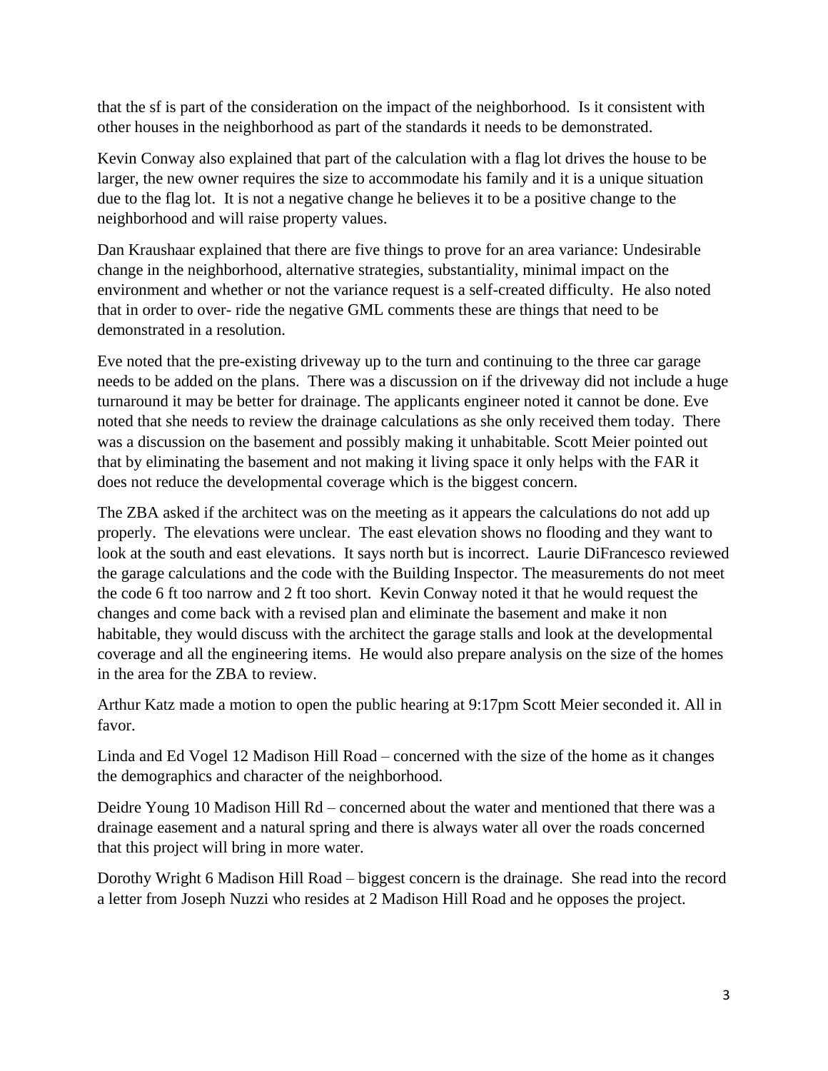that the sf is part of the consideration on the impact of the neighborhood. Is it consistent with other houses in the neighborhood as part of the standards it needs to be demonstrated.

Kevin Conway also explained that part of the calculation with a flag lot drives the house to be larger, the new owner requires the size to accommodate his family and it is a unique situation due to the flag lot. It is not a negative change he believes it to be a positive change to the neighborhood and will raise property values.

Dan Kraushaar explained that there are five things to prove for an area variance: Undesirable change in the neighborhood, alternative strategies, substantiality, minimal impact on the environment and whether or not the variance request is a self-created difficulty. He also noted that in order to over- ride the negative GML comments these are things that need to be demonstrated in a resolution.

Eve noted that the pre-existing driveway up to the turn and continuing to the three car garage needs to be added on the plans. There was a discussion on if the driveway did not include a huge turnaround it may be better for drainage. The applicants engineer noted it cannot be done. Eve noted that she needs to review the drainage calculations as she only received them today. There was a discussion on the basement and possibly making it unhabitable. Scott Meier pointed out that by eliminating the basement and not making it living space it only helps with the FAR it does not reduce the developmental coverage which is the biggest concern.

The ZBA asked if the architect was on the meeting as it appears the calculations do not add up properly. The elevations were unclear. The east elevation shows no flooding and they want to look at the south and east elevations. It says north but is incorrect. Laurie DiFrancesco reviewed the garage calculations and the code with the Building Inspector. The measurements do not meet the code 6 ft too narrow and 2 ft too short. Kevin Conway noted it that he would request the changes and come back with a revised plan and eliminate the basement and make it non habitable, they would discuss with the architect the garage stalls and look at the developmental coverage and all the engineering items. He would also prepare analysis on the size of the homes in the area for the ZBA to review.

Arthur Katz made a motion to open the public hearing at 9:17pm Scott Meier seconded it. All in favor.

Linda and Ed Vogel 12 Madison Hill Road – concerned with the size of the home as it changes the demographics and character of the neighborhood.

Deidre Young 10 Madison Hill Rd – concerned about the water and mentioned that there was a drainage easement and a natural spring and there is always water all over the roads concerned that this project will bring in more water.

Dorothy Wright 6 Madison Hill Road – biggest concern is the drainage. She read into the record a letter from Joseph Nuzzi who resides at 2 Madison Hill Road and he opposes the project.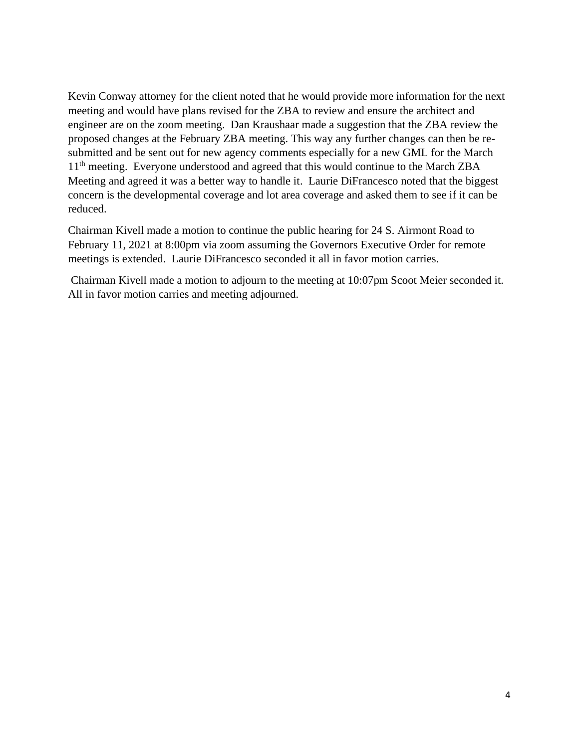Kevin Conway attorney for the client noted that he would provide more information for the next meeting and would have plans revised for the ZBA to review and ensure the architect and engineer are on the zoom meeting. Dan Kraushaar made a suggestion that the ZBA review the proposed changes at the February ZBA meeting. This way any further changes can then be re-submitted and be sent out for new agency comments especially for a new GML for the March 11th meeting. Everyone understood and agreed that this would continue to the March ZBA Meeting and agreed it was a better way to handle it. Laurie DiFrancesco noted that the biggest concern is the developmental coverage and lot area coverage and asked them to see if it can be reduced.

Chairman Kivell made a motion to continue the public hearing for 24 S. Airmont Road to February 11, 2021 at 8:00pm via zoom assuming the Governors Executive Order for remote meetings is extended. Laurie DiFrancesco seconded it all in favor motion carries.

Chairman Kivell made a motion to adjourn to the meeting at 10:07pm Scoot Meier seconded it. All in favor motion carries and meeting adjourned.